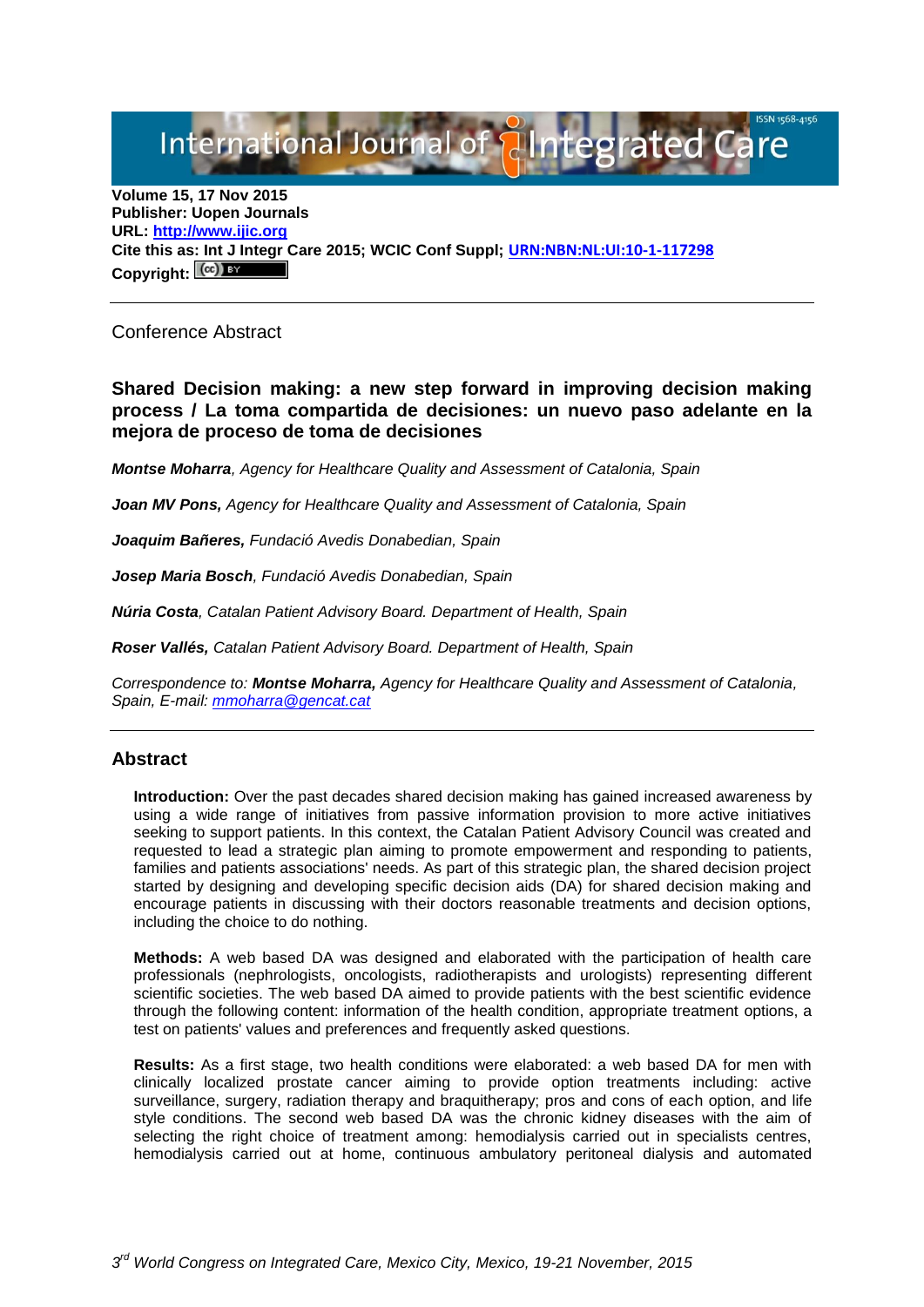Volume 15, 17 Nov 2015
**Publisher: Uopen Journals**
**URL: [http://www.ijic.org](http://www.ijic.org)**
**Cite this as: Int J Integr Care 2015; WCIC Conf Suppl; [URN:NBN:NL:UI:10-1-117298](URN:NBN:NL:UI:10-1-117298)**
**Copyright:** (cc) BY

---

Conference Abstract

## Shared Decision making: a new step forward in improving decision making process / La toma compartida de decisiones: un nuevo paso adelante en la mejora de proceso de toma de decisiones

***Montse Moharra**, Agency for Healthcare Quality and Assessment of Catalonia, Spain*

***Joan MV Pons,** Agency for Healthcare Quality and Assessment of Catalonia, Spain*

***Joaquim Bañeres,** Fundació Avedis Donabedian, Spain*

***Josep Maria Bosch**, Fundació Avedis Donabedian, Spain*

***Núria Costa**, Catalan Patient Advisory Board. Department of Health, Spain*

***Roser Vallés,** Catalan Patient Advisory Board. Department of Health, Spain*

*Correspondence to: **Montse Moharra,** Agency for Healthcare Quality and Assessment of Catalonia, Spain, E-mail: [mmoharra@gencat.cat](mailto:mmoharra@gencat.cat)*

---

## Abstract

**Introduction:** Over the past decades shared decision making has gained increased awareness by using a wide range of initiatives from passive information provision to more active initiatives seeking to support patients. In this context, the Catalan Patient Advisory Council was created and requested to lead a strategic plan aiming to promote empowerment and responding to patients, families and patients associations' needs. As part of this strategic plan, the shared decision project started by designing and developing specific decision aids (DA) for shared decision making and encourage patients in discussing with their doctors reasonable treatments and decision options, including the choice to do nothing.

**Methods:** A web based DA was designed and elaborated with the participation of health care professionals (nephrologists, oncologists, radiotherapists and urologists) representing different scientific societies. The web based DA aimed to provide patients with the best scientific evidence through the following content: information of the health condition, appropriate treatment options, a test on patients' values and preferences and frequently asked questions.

**Results:** As a first stage, two health conditions were elaborated: a web based DA for men with clinically localized prostate cancer aiming to provide option treatments including: active surveillance, surgery, radiation therapy and braquitherapy; pros and cons of each option, and life style conditions. The second web based DA was the chronic kidney diseases with the aim of selecting the right choice of treatment among: hemodialysis carried out in specialists centres, hemodialysis carried out at home, continuous ambulatory peritoneal dialysis and automated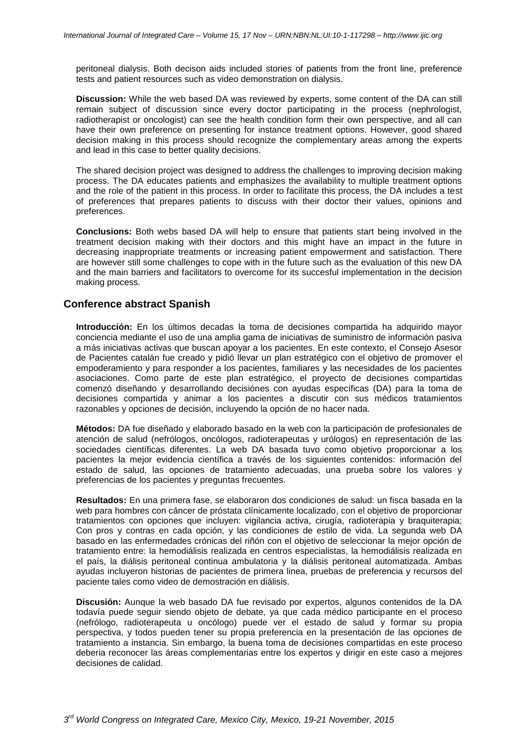peritoneal dialysis. Both decison aids included stories of patients from the front line, preference tests and patient resources such as video demonstration on dialysis.

**Discussion:** While the web based DA was reviewed by experts, some content of the DA can still remain subject of discussion since every doctor participating in the process (nephrologist, radiotherapist or oncologist) can see the health condition form their own perspective, and all can have their own preference on presenting for instance treatment options. However, good shared decision making in this process should recognize the complementary areas among the experts and lead in this case to better quality decisions.

The shared decision project was designed to address the challenges to improving decision making process. The DA educates patients and emphasizes the availability to multiple treatment options and the role of the patient in this process. In order to facilitate this process, the DA includes a test of preferences that prepares patients to discuss with their doctor their values, opinions and preferences.

**Conclusions:** Both webs based DA will help to ensure that patients start being involved in the treatment decision making with their doctors and this might have an impact in the future in decreasing inappropriate treatments or increasing patient empowerment and satisfaction. There are however still some challenges to cope with in the future such as the evaluation of this new DA and the main barriers and facilitators to overcome for its succesful implementation in the decision making process.

## Conference abstract Spanish

**Introducción:** En los últimos decadas la toma de decisiones compartida ha adquirido mayor conciencia mediante el uso de una amplia gama de iniciativas de suministro de información pasiva a más iniciativas activas que buscan apoyar a los pacientes. En este contexto, el Consejo Asesor de Pacientes catalán fue creado y pidió llevar un plan estratégico con el objetivo de promover el empoderamiento y para responder a los pacientes, familiares y las necesidades de los pacientes asociaciones. Como parte de este plan estratégico, el proyecto de decisiones compartidas comenzó diseñando y desarrollando decisiónes con ayudas específicas (DA) para la toma de decisiones compartida y animar a los pacientes a discutir con sus médicos tratamientos razonables y opciones de decisión, incluyendo la opción de no hacer nada.

**Métodos:** DA fue diseñado y elaborado basado en la web con la participación de profesionales de atención de salud (nefrólogos, oncólogos, radioterapeutas y urólogos) en representación de las sociedades científicas diferentes. La web DA basada tuvo como objetivo proporcionar a los pacientes la mejor evidencia científica a través de los siguientes contenidos: información del estado de salud, las opciones de tratamiento adecuadas, una prueba sobre los valores y preferencias de los pacientes y preguntas frecuentes.

**Resultados:** En una primera fase, se elaboraron dos condiciones de salud: un fisca basada en la web para hombres con cáncer de próstata clínicamente localizado, con el objetivo de proporcionar tratamientos con opciones que incluyen: vigilancia activa, cirugía, radioterapia y braquiterapia; Con pros y contras en cada opción, y las condiciones de estilo de vida. La segunda web DA basado en las enfermedades crónicas del riñón con el objetivo de seleccionar la mejor opción de tratamiento entre: la hemodiálisis realizada en centros especialistas, la hemodiálisis realizada en el país, la diálisis peritoneal continua ambulatoria y la diálisis peritoneal automatizada. Ambas ayudas incluyeron historias de pacientes de primera linea, pruebas de preferencia y recursos del paciente tales como video de demostración en diálisis.

**Discusión:** Aunque la web basado DA fue revisado por expertos, algunos contenidos de la DA todavía puede seguir siendo objeto de debate, ya que cada médico participante en el proceso (nefrólogo, radioterapeuta u oncólogo) puede ver el estado de salud y formar su propia perspectiva, y todos pueden tener su propia preferencia en la presentación de las opciones de tratamiento a instancia. Sin embargo, la buena toma de decisiones compartidas en este proceso deberia reconocer las áreas complementarias entre los expertos y dirigir en este caso a mejores decisiones de calidad.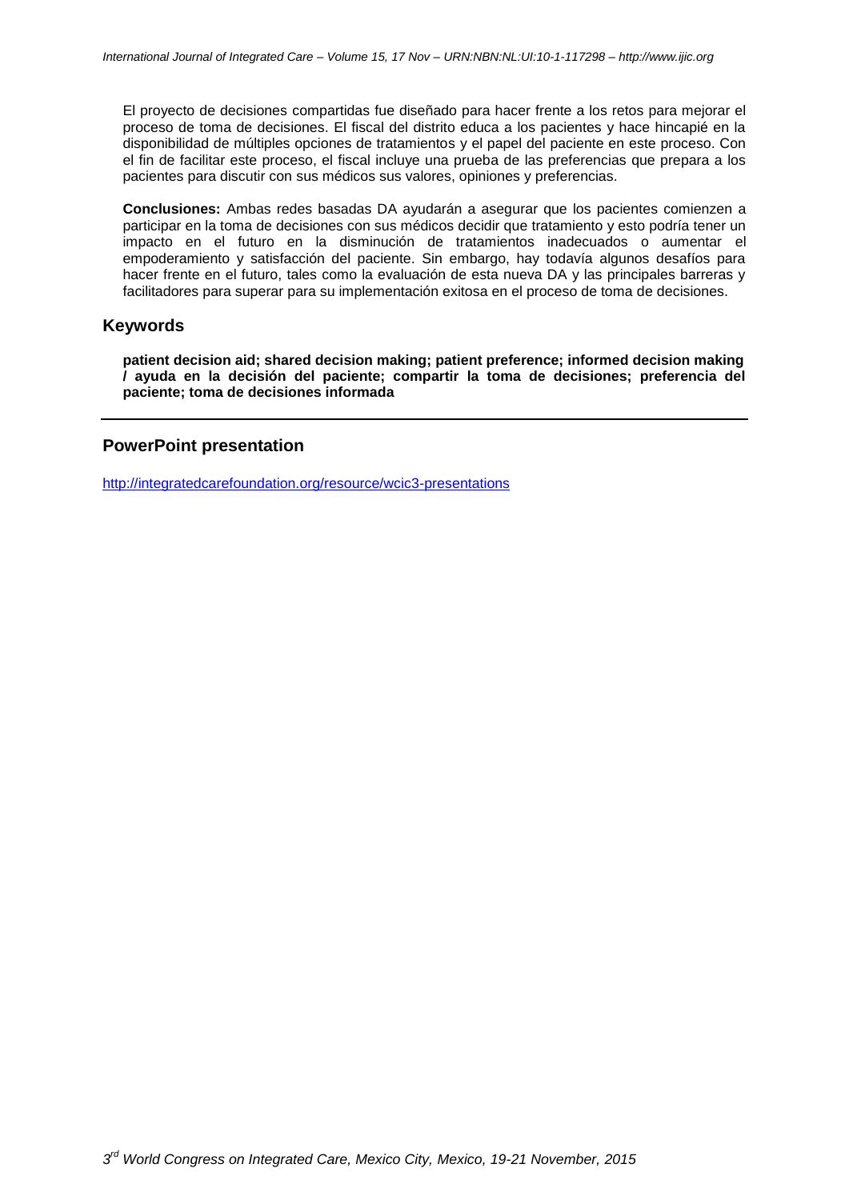El proyecto de decisiones compartidas fue diseñado para hacer frente a los retos para mejorar el proceso de toma de decisiones. El fiscal del distrito educa a los pacientes y hace hincapié en la disponibilidad de múltiples opciones de tratamientos y el papel del paciente en este proceso. Con el fin de facilitar este proceso, el fiscal incluye una prueba de las preferencias que prepara a los pacientes para discutir con sus médicos sus valores, opiniones y preferencias.

**Conclusiones:** Ambas redes basadas DA ayudarán a asegurar que los pacientes comienzen a participar en la toma de decisiones con sus médicos decidir que tratamiento y esto podría tener un impacto en el futuro en la disminución de tratamientos inadecuados o aumentar el empoderamiento y satisfacción del paciente. Sin embargo, hay todavía algunos desafíos para hacer frente en el futuro, tales como la evaluación de esta nueva DA y las principales barreras y facilitadores para superar para su implementación exitosa en el proceso de toma de decisiones.

## Keywords

**patient decision aid; shared decision making; patient preference; informed decision making / ayuda en la decisión del paciente; compartir la toma de decisiones; preferencia del paciente; toma de decisiones informada**

---

## PowerPoint presentation

http://integratedcarefoundation.org/resource/wcic3-presentations